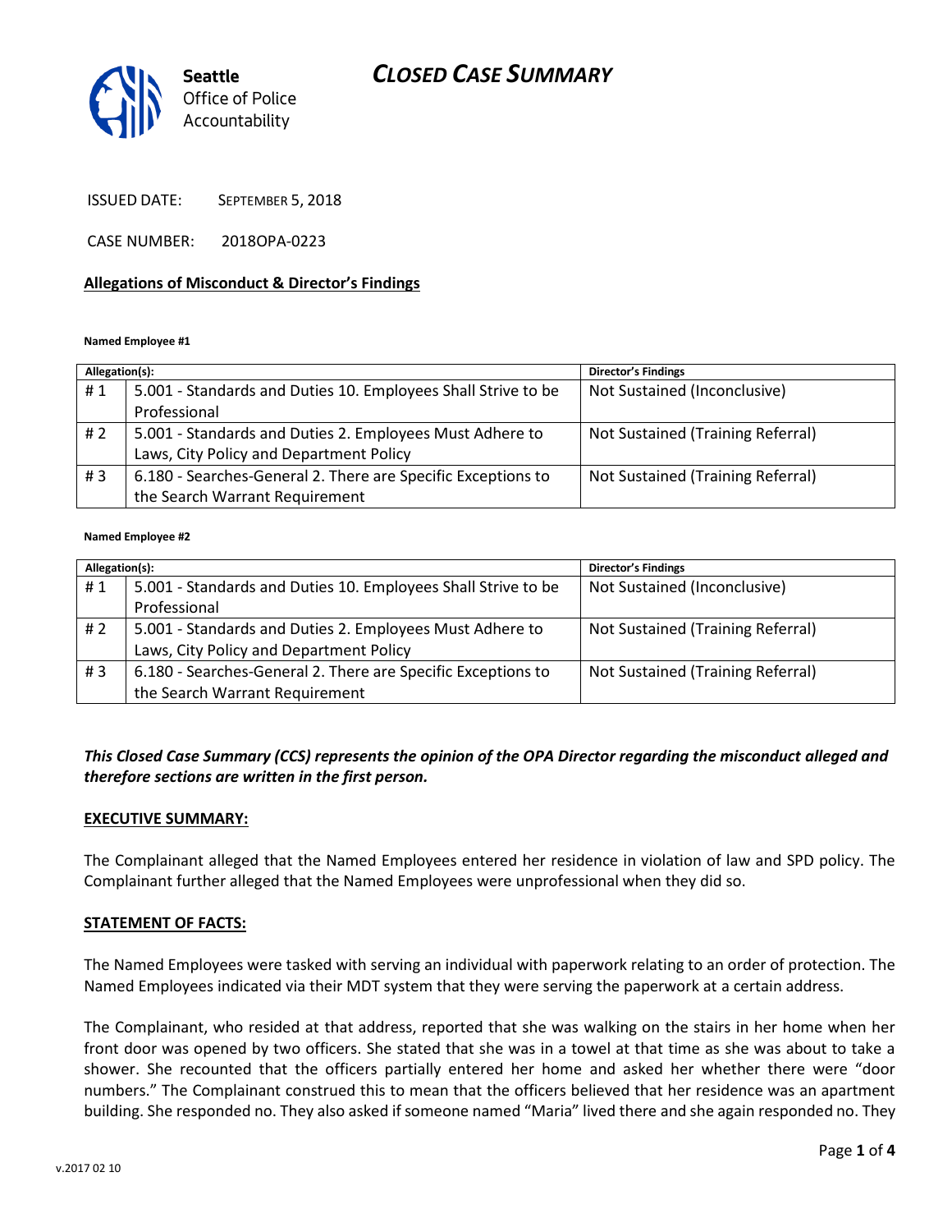Seattle Office of Police Accountability

# CLOSED CASE SUMMARY

ISSUED DATE: SEPTEMBER 5, 2018

CASE NUMBER: 2018OPA-0223

## Allegations of Misconduct & Director's Findings

**Named Employee #1**

| Allegation(s): | | Director's Findings |
|---|---|---|
| # 1 | 5.001 - Standards and Duties 10. Employees Shall Strive to be Professional | Not Sustained (Inconclusive) |
| # 2 | 5.001 - Standards and Duties 2. Employees Must Adhere to Laws, City Policy and Department Policy | Not Sustained (Training Referral) |
| # 3 | 6.180 - Searches-General 2. There are Specific Exceptions to the Search Warrant Requirement | Not Sustained (Training Referral) |

**Named Employee #2**

| Allegation(s): | | Director's Findings |
|---|---|---|
| # 1 | 5.001 - Standards and Duties 10. Employees Shall Strive to be Professional | Not Sustained (Inconclusive) |
| # 2 | 5.001 - Standards and Duties 2. Employees Must Adhere to Laws, City Policy and Department Policy | Not Sustained (Training Referral) |
| # 3 | 6.180 - Searches-General 2. There are Specific Exceptions to the Search Warrant Requirement | Not Sustained (Training Referral) |

***This Closed Case Summary (CCS) represents the opinion of the OPA Director regarding the misconduct alleged and therefore sections are written in the first person.***

## EXECUTIVE SUMMARY:

The Complainant alleged that the Named Employees entered her residence in violation of law and SPD policy. The Complainant further alleged that the Named Employees were unprofessional when they did so.

## STATEMENT OF FACTS:

The Named Employees were tasked with serving an individual with paperwork relating to an order of protection. The Named Employees indicated via their MDT system that they were serving the paperwork at a certain address.

The Complainant, who resided at that address, reported that she was walking on the stairs in her home when her front door was opened by two officers. She stated that she was in a towel at that time as she was about to take a shower. She recounted that the officers partially entered her home and asked her whether there were "door numbers." The Complainant construed this to mean that the officers believed that her residence was an apartment building. She responded no. They also asked if someone named "Maria" lived there and she again responded no. They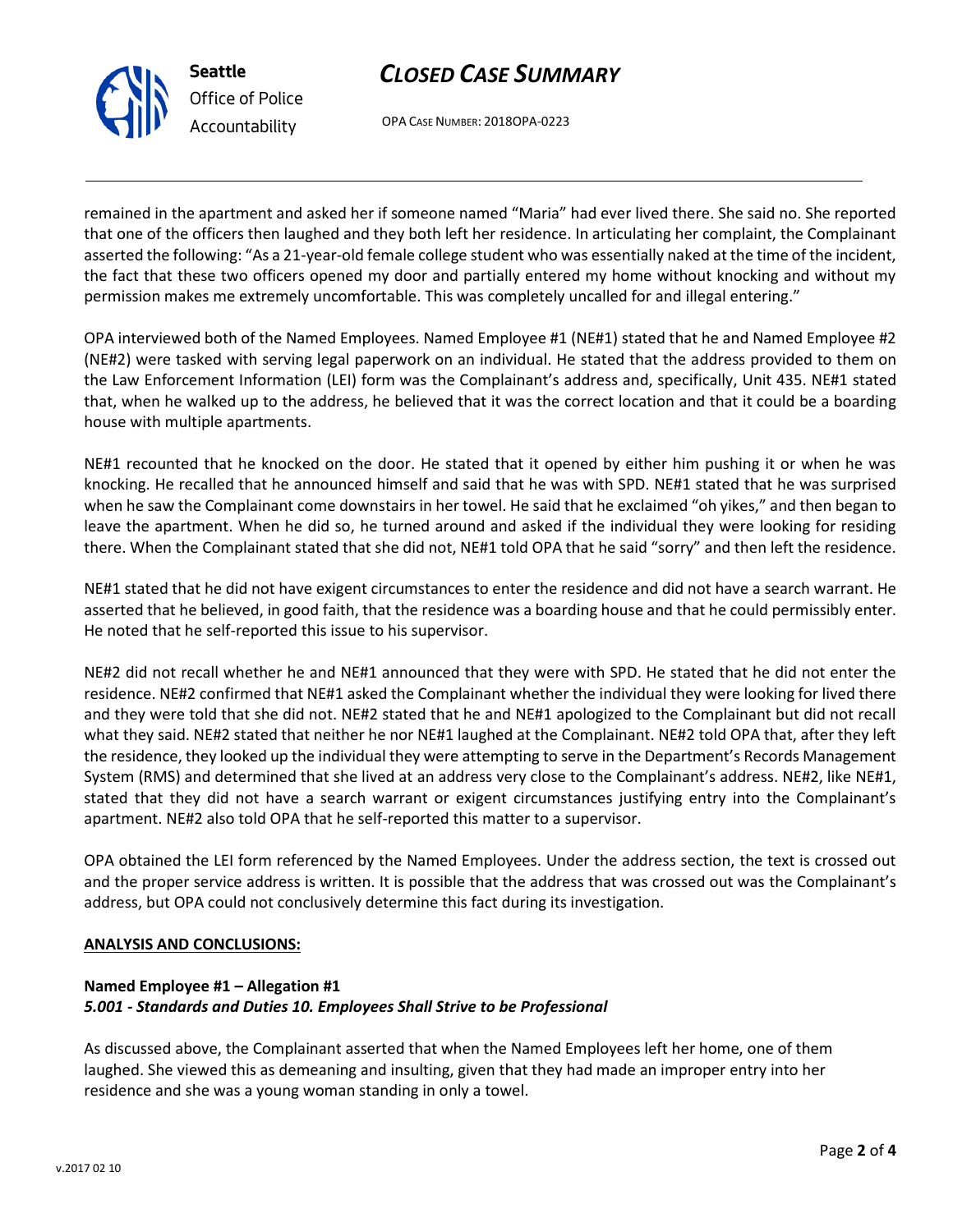remained in the apartment and asked her if someone named "Maria" had ever lived there. She said no. She reported that one of the officers then laughed and they both left her residence. In articulating her complaint, the Complainant asserted the following: "As a 21-year-old female college student who was essentially naked at the time of the incident, the fact that these two officers opened my door and partially entered my home without knocking and without my permission makes me extremely uncomfortable. This was completely uncalled for and illegal entering."

OPA interviewed both of the Named Employees. Named Employee #1 (NE#1) stated that he and Named Employee #2 (NE#2) were tasked with serving legal paperwork on an individual. He stated that the address provided to them on the Law Enforcement Information (LEI) form was the Complainant's address and, specifically, Unit 435. NE#1 stated that, when he walked up to the address, he believed that it was the correct location and that it could be a boarding house with multiple apartments.

NE#1 recounted that he knocked on the door. He stated that it opened by either him pushing it or when he was knocking. He recalled that he announced himself and said that he was with SPD. NE#1 stated that he was surprised when he saw the Complainant come downstairs in her towel. He said that he exclaimed "oh yikes," and then began to leave the apartment. When he did so, he turned around and asked if the individual they were looking for residing there. When the Complainant stated that she did not, NE#1 told OPA that he said "sorry" and then left the residence.

NE#1 stated that he did not have exigent circumstances to enter the residence and did not have a search warrant. He asserted that he believed, in good faith, that the residence was a boarding house and that he could permissibly enter. He noted that he self-reported this issue to his supervisor.

NE#2 did not recall whether he and NE#1 announced that they were with SPD. He stated that he did not enter the residence. NE#2 confirmed that NE#1 asked the Complainant whether the individual they were looking for lived there and they were told that she did not. NE#2 stated that he and NE#1 apologized to the Complainant but did not recall what they said. NE#2 stated that neither he nor NE#1 laughed at the Complainant. NE#2 told OPA that, after they left the residence, they looked up the individual they were attempting to serve in the Department's Records Management System (RMS) and determined that she lived at an address very close to the Complainant's address. NE#2, like NE#1, stated that they did not have a search warrant or exigent circumstances justifying entry into the Complainant's apartment. NE#2 also told OPA that he self-reported this matter to a supervisor.

OPA obtained the LEI form referenced by the Named Employees. Under the address section, the text is crossed out and the proper service address is written. It is possible that the address that was crossed out was the Complainant's address, but OPA could not conclusively determine this fact during its investigation.

**ANALYSIS AND CONCLUSIONS:**

**Named Employee #1 – Allegation #1**
***5.001 - Standards and Duties 10. Employees Shall Strive to be Professional***

As discussed above, the Complainant asserted that when the Named Employees left her home, one of them laughed. She viewed this as demeaning and insulting, given that they had made an improper entry into her residence and she was a young woman standing in only a towel.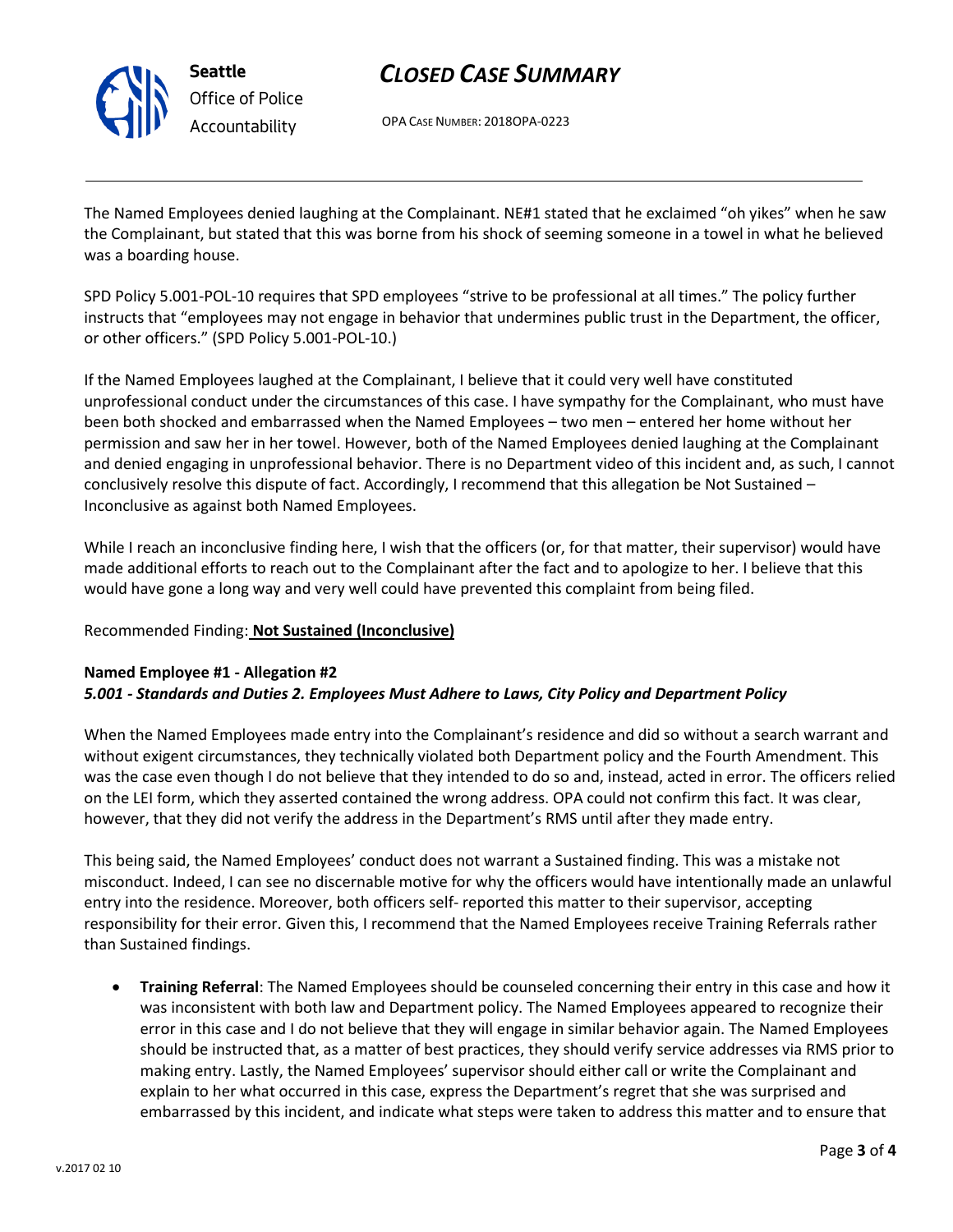The Named Employees denied laughing at the Complainant. NE#1 stated that he exclaimed "oh yikes" when he saw the Complainant, but stated that this was borne from his shock of seeming someone in a towel in what he believed was a boarding house.

SPD Policy 5.001-POL-10 requires that SPD employees "strive to be professional at all times." The policy further instructs that "employees may not engage in behavior that undermines public trust in the Department, the officer, or other officers." (SPD Policy 5.001-POL-10.)

If the Named Employees laughed at the Complainant, I believe that it could very well have constituted unprofessional conduct under the circumstances of this case. I have sympathy for the Complainant, who must have been both shocked and embarrassed when the Named Employees – two men – entered her home without her permission and saw her in her towel. However, both of the Named Employees denied laughing at the Complainant and denied engaging in unprofessional behavior. There is no Department video of this incident and, as such, I cannot conclusively resolve this dispute of fact. Accordingly, I recommend that this allegation be Not Sustained – Inconclusive as against both Named Employees.

While I reach an inconclusive finding here, I wish that the officers (or, for that matter, their supervisor) would have made additional efforts to reach out to the Complainant after the fact and to apologize to her. I believe that this would have gone a long way and very well could have prevented this complaint from being filed.

Recommended Finding: **Not Sustained (Inconclusive)**

**Named Employee #1 - Allegation #2**
***5.001 - Standards and Duties 2. Employees Must Adhere to Laws, City Policy and Department Policy***

When the Named Employees made entry into the Complainant's residence and did so without a search warrant and without exigent circumstances, they technically violated both Department policy and the Fourth Amendment. This was the case even though I do not believe that they intended to do so and, instead, acted in error. The officers relied on the LEI form, which they asserted contained the wrong address. OPA could not confirm this fact. It was clear, however, that they did not verify the address in the Department's RMS until after they made entry.

This being said, the Named Employees' conduct does not warrant a Sustained finding. This was a mistake not misconduct. Indeed, I can see no discernable motive for why the officers would have intentionally made an unlawful entry into the residence. Moreover, both officers self- reported this matter to their supervisor, accepting responsibility for their error. Given this, I recommend that the Named Employees receive Training Referrals rather than Sustained findings.

- **Training Referral**: The Named Employees should be counseled concerning their entry in this case and how it was inconsistent with both law and Department policy. The Named Employees appeared to recognize their error in this case and I do not believe that they will engage in similar behavior again. The Named Employees should be instructed that, as a matter of best practices, they should verify service addresses via RMS prior to making entry. Lastly, the Named Employees' supervisor should either call or write the Complainant and explain to her what occurred in this case, express the Department's regret that she was surprised and embarrassed by this incident, and indicate what steps were taken to address this matter and to ensure that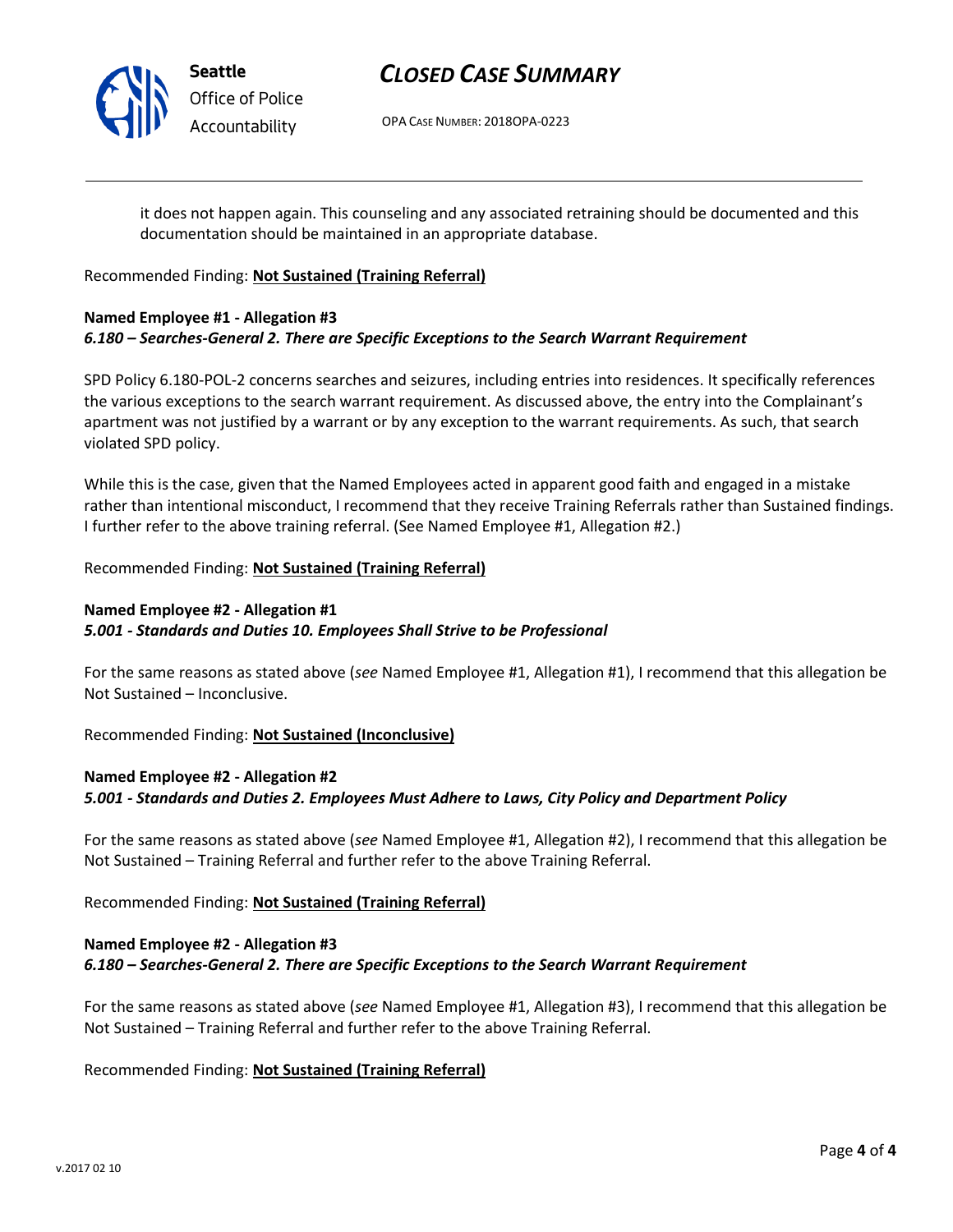it does not happen again. This counseling and any associated retraining should be documented and this documentation should be maintained in an appropriate database.

Recommended Finding: **Not Sustained (Training Referral)**

**Named Employee #1 - Allegation #3**
***6.180 – Searches-General 2. There are Specific Exceptions to the Search Warrant Requirement***

SPD Policy 6.180-POL-2 concerns searches and seizures, including entries into residences. It specifically references the various exceptions to the search warrant requirement. As discussed above, the entry into the Complainant's apartment was not justified by a warrant or by any exception to the warrant requirements. As such, that search violated SPD policy.

While this is the case, given that the Named Employees acted in apparent good faith and engaged in a mistake rather than intentional misconduct, I recommend that they receive Training Referrals rather than Sustained findings. I further refer to the above training referral. (See Named Employee #1, Allegation #2.)

Recommended Finding: **Not Sustained (Training Referral)**

**Named Employee #2 - Allegation #1**
***5.001 - Standards and Duties 10. Employees Shall Strive to be Professional***

For the same reasons as stated above (*see* Named Employee #1, Allegation #1), I recommend that this allegation be Not Sustained – Inconclusive.

Recommended Finding: **Not Sustained (Inconclusive)**

**Named Employee #2 - Allegation #2**
***5.001 - Standards and Duties 2. Employees Must Adhere to Laws, City Policy and Department Policy***

For the same reasons as stated above (*see* Named Employee #1, Allegation #2), I recommend that this allegation be Not Sustained – Training Referral and further refer to the above Training Referral.

Recommended Finding: **Not Sustained (Training Referral)**

**Named Employee #2 - Allegation #3**
***6.180 – Searches-General 2. There are Specific Exceptions to the Search Warrant Requirement***

For the same reasons as stated above (*see* Named Employee #1, Allegation #3), I recommend that this allegation be Not Sustained – Training Referral and further refer to the above Training Referral.

Recommended Finding: **Not Sustained (Training Referral)**